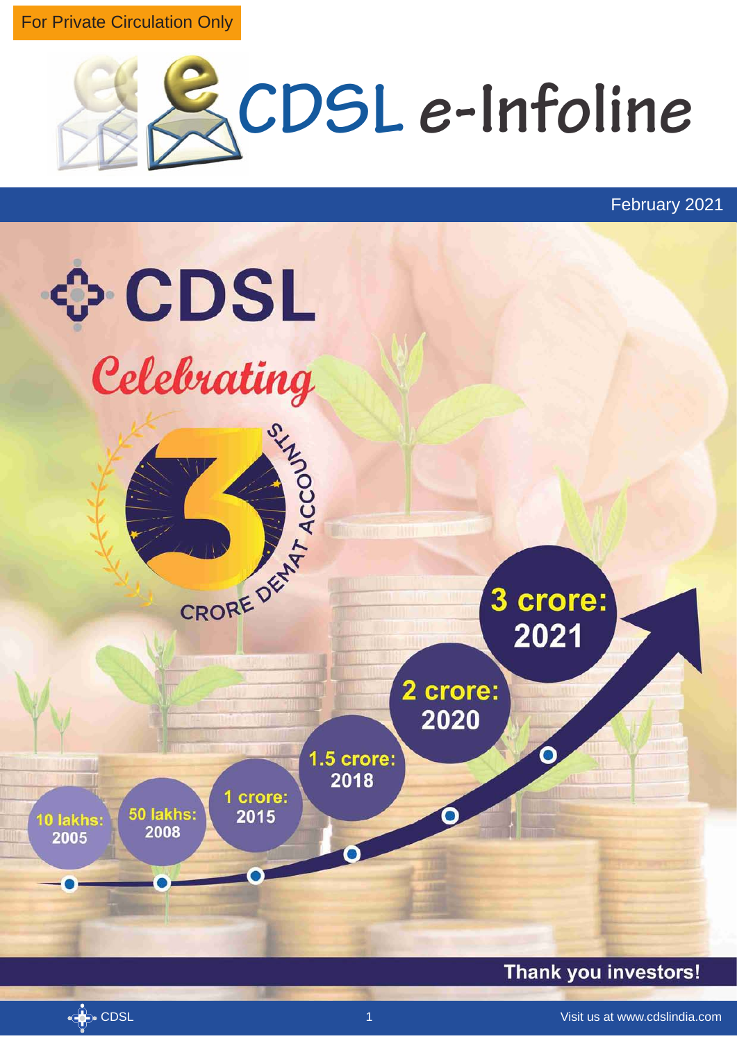For Private Circulation Only

# CDSL e-Infoline

February 2021

## CDSL

### Celebrating 3 CRORE DEMAT ACCOUNTS

10 lakhs: 2005

50 lakhs: 2008

1 crore: 2015

1.5 crore: 2018

2 crore: 2020

3 crore: 2021

**Thank you investors!**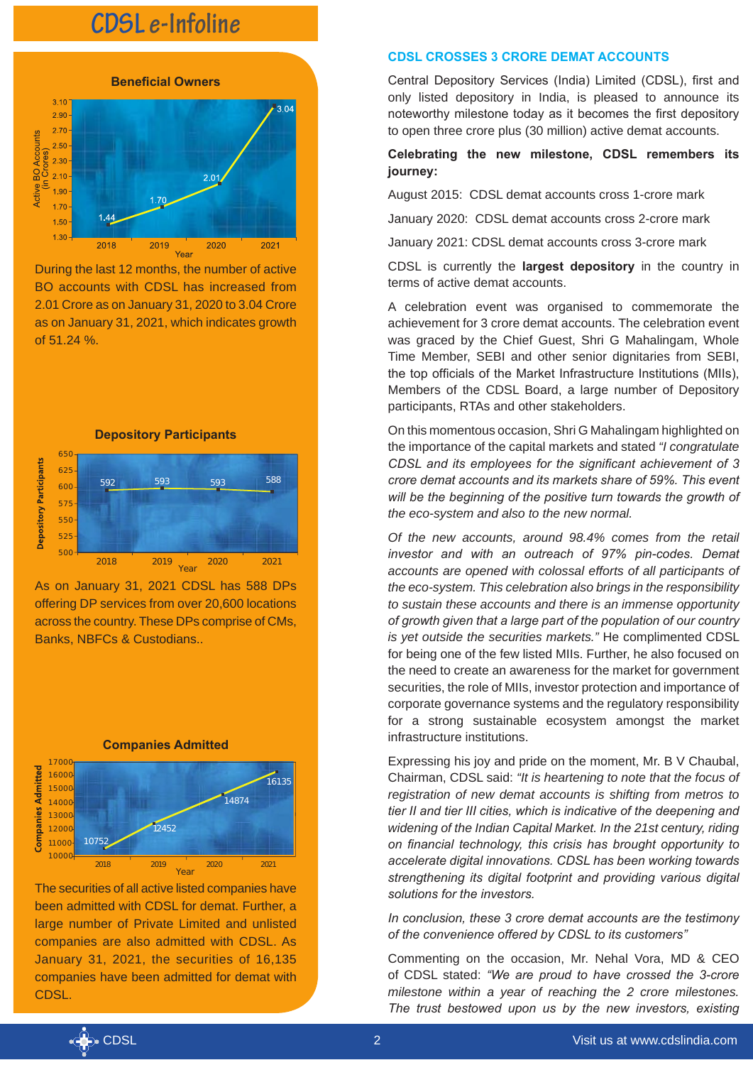## Beneficial Owners

During the last 12 months, the number of active BO accounts with CDSL has increased from 2.01 Crore as on January 31, 2020 to 3.04 Crore as on January 31, 2021, which indicates growth of 51.24 %.

## Depository Participants

As on January 31, 2021 CDSL has 588 DPs offering DP services from over 20,600 locations across the country. These DPs comprise of CMs, Banks, NBFCs & Custodians..

## Companies Admitted

The securities of all active listed companies have been admitted with CDSL for demat. Further, a large number of Private Limited and unlisted companies are also admitted with CDSL. As January 31, 2021, the securities of 16,135 companies have been admitted for demat with CDSL.

## CDSL CROSSES 3 CRORE DEMAT ACCOUNTS

Central Depository Services (India) Limited (CDSL), first and only listed depository in India, is pleased to announce its noteworthy milestone today as it becomes the first depository to open three crore plus (30 million) active demat accounts.

**Celebrating the new milestone, CDSL remembers its journey:**

August 2015: CDSL demat accounts cross 1-crore mark

January 2020: CDSL demat accounts cross 2-crore mark

January 2021: CDSL demat accounts cross 3-crore mark

CDSL is currently the **largest depository** in the country in terms of active demat accounts.

A celebration event was organised to commemorate the achievement for 3 crore demat accounts. The celebration event was graced by the Chief Guest, Shri G Mahalingam, Whole Time Member, SEBI and other senior dignitaries from SEBI, the top officials of the Market Infrastructure Institutions (MIIs), Members of the CDSL Board, a large number of Depository participants, RTAs and other stakeholders.

On this momentous occasion, Shri G Mahalingam highlighted on the importance of the capital markets and stated *"I congratulate CDSL and its employees for the significant achievement of 3 crore demat accounts and its markets share of 59%. This event will be the beginning of the positive turn towards the growth of the eco-system and also to the new normal.*

*Of the new accounts, around 98.4% comes from the retail investor and with an outreach of 97% pin-codes. Demat accounts are opened with colossal efforts of all participants of the eco-system. This celebration also brings in the responsibility to sustain these accounts and there is an immense opportunity of growth given that a large part of the population of our country is yet outside the securities markets."* He complimented CDSL for being one of the few listed MIIs. Further, he also focused on the need to create an awareness for the market for government securities, the role of MIIs, investor protection and importance of corporate governance systems and the regulatory responsibility for a strong sustainable ecosystem amongst the market infrastructure institutions.

Expressing his joy and pride on the moment, Mr. B V Chaubal, Chairman, CDSL said: *"It is heartening to note that the focus of registration of new demat accounts is shifting from metros to tier II and tier III cities, which is indicative of the deepening and widening of the Indian Capital Market. In the 21st century, riding on financial technology, this crisis has brought opportunity to accelerate digital innovations. CDSL has been working towards strengthening its digital footprint and providing various digital solutions for the investors.*

*In conclusion, these 3 crore demat accounts are the testimony of the convenience offered by CDSL to its customers"*

Commenting on the occasion, Mr. Nehal Vora, MD & CEO of CDSL stated: *"We are proud to have crossed the 3-crore milestone within a year of reaching the 2 crore milestones. The trust bestowed upon us by the new investors, existing*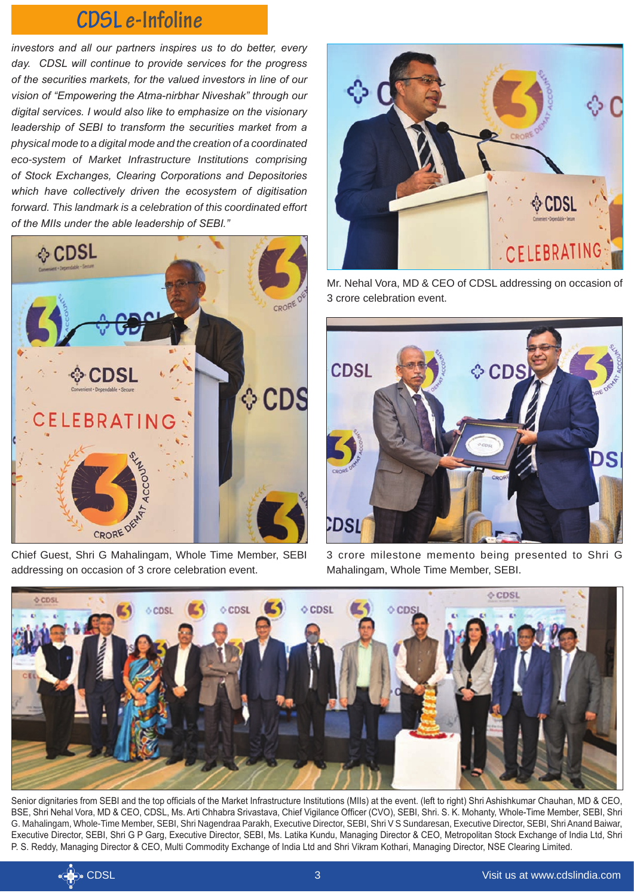*investors and all our partners inspires us to do better, every day. CDSL will continue to provide services for the progress of the securities markets, for the valued investors in line of our vision of "Empowering the Atma-nirbhar Niveshak" through our digital services. I would also like to emphasize on the visionary leadership of SEBI to transform the securities market from a physical mode to a digital mode and the creation of a coordinated eco-system of Market Infrastructure Institutions comprising of Stock Exchanges, Clearing Corporations and Depositories which have collectively driven the ecosystem of digitisation forward. This landmark is a celebration of this coordinated effort of the MIIs under the able leadership of SEBI."*

Chief Guest, Shri G Mahalingam, Whole Time Member, SEBI addressing on occasion of 3 crore celebration event.

Mr. Nehal Vora, MD & CEO of CDSL addressing on occasion of 3 crore celebration event.

3 crore milestone memento being presented to Shri G Mahalingam, Whole Time Member, SEBI.

Senior dignitaries from SEBI and the top officials of the Market Infrastructure Institutions (MIIs) at the event. (left to right) Shri Ashishkumar Chauhan, MD & CEO, BSE, Shri Nehal Vora, MD & CEO, CDSL, Ms. Arti Chhabra Srivastava, Chief Vigilance Officer (CVO), SEBI, Shri. S. K. Mohanty, Whole-Time Member, SEBI, Shri G. Mahalingam, Whole-Time Member, SEBI, Shri Nagendraa Parakh, Executive Director, SEBI, Shri V S Sundaresan, Executive Director, SEBI, Shri Anand Baiwar, Executive Director, SEBI, Shri G P Garg, Executive Director, SEBI, Ms. Latika Kundu, Managing Director & CEO, Metropolitan Stock Exchange of India Ltd, Shri P. S. Reddy, Managing Director & CEO, Multi Commodity Exchange of India Ltd and Shri Vikram Kothari, Managing Director, NSE Clearing Limited.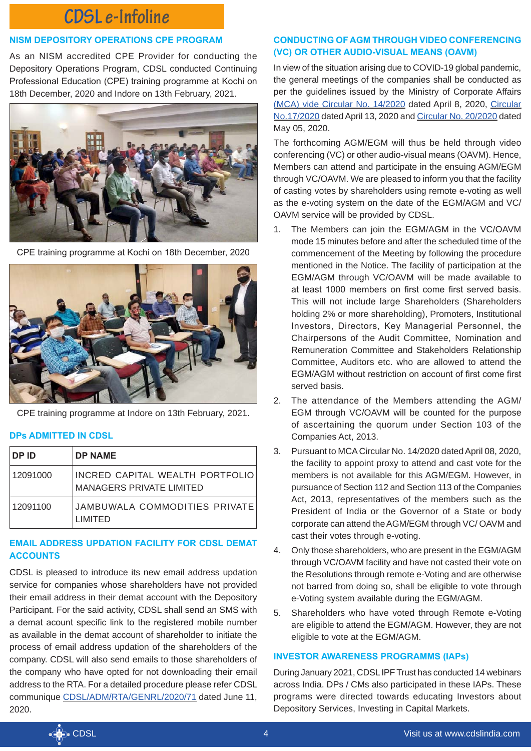## NISM DEPOSITORY OPERATIONS CPE PROGRAM

As an NISM accredited CPE Provider for conducting the Depository Operations Program, CDSL conducted Continuing Professional Education (CPE) training programme at Kochi on 18th December, 2020 and Indore on 13th February, 2021.

CPE training programme at Kochi on 18th December, 2020

CPE training programme at Indore on 13th February, 2021.

## DPs ADMITTED IN CDSL

| DP ID | DP NAME |
|---|---|
| 12091000 | INCRED CAPITAL WEALTH PORTFOLIO MANAGERS PRIVATE LIMITED |
| 12091100 | JAMBUWALA COMMODITIES PRIVATE LIMITED |

## EMAIL ADDRESS UPDATION FACILITY FOR CDSL DEMAT ACCOUNTS

CDSL is pleased to introduce its new email address updation service for companies whose shareholders have not provided their email address in their demat account with the Depository Participant. For the said activity, CDSL shall send an SMS with a demat acount specific link to the registered mobile number as available in the demat account of shareholder to initiate the process of email address updation of the shareholders of the company. CDSL will also send emails to those shareholders of the company who have opted for not downloading their email address to the RTA. For a detailed procedure please refer CDSL communique CDSL/ADM/RTA/GENRL/2020/71 dated June 11, 2020.

## CONDUCTING OF AGM THROUGH VIDEO CONFERENCING (VC) OR OTHER AUDIO-VISUAL MEANS (OAVM)

In view of the situation arising due to COVID-19 global pandemic, the general meetings of the companies shall be conducted as per the guidelines issued by the Ministry of Corporate Affairs (MCA) vide Circular No. 14/2020 dated April 8, 2020, Circular No.17/2020 dated April 13, 2020 and Circular No. 20/2020 dated May 05, 2020.

The forthcoming AGM/EGM will thus be held through video conferencing (VC) or other audio-visual means (OAVM). Hence, Members can attend and participate in the ensuing AGM/EGM through VC/OAVM. We are pleased to inform you that the facility of casting votes by shareholders using remote e-voting as well as the e-voting system on the date of the EGM/AGM and VC/OAVM service will be provided by CDSL.

1. The Members can join the EGM/AGM in the VC/OAVM mode 15 minutes before and after the scheduled time of the commencement of the Meeting by following the procedure mentioned in the Notice. The facility of participation at the EGM/AGM through VC/OAVM will be made available to at least 1000 members on first come first served basis. This will not include large Shareholders (Shareholders holding 2% or more shareholding), Promoters, Institutional Investors, Directors, Key Managerial Personnel, the Chairpersons of the Audit Committee, Nomination and Remuneration Committee and Stakeholders Relationship Committee, Auditors etc. who are allowed to attend the EGM/AGM without restriction on account of first come first served basis.
2. The attendance of the Members attending the AGM/EGM through VC/OAVM will be counted for the purpose of ascertaining the quorum under Section 103 of the Companies Act, 2013.
3. Pursuant to MCA Circular No. 14/2020 dated April 08, 2020, the facility to appoint proxy to attend and cast vote for the members is not available for this AGM/EGM. However, in pursuance of Section 112 and Section 113 of the Companies Act, 2013, representatives of the members such as the President of India or the Governor of a State or body corporate can attend the AGM/EGM through VC/ OAVM and cast their votes through e-voting.
4. Only those shareholders, who are present in the EGM/AGM through VC/OAVM facility and have not casted their vote on the Resolutions through remote e-Voting and are otherwise not barred from doing so, shall be eligible to vote through e-Voting system available during the EGM/AGM.
5. Shareholders who have voted through Remote e-Voting are eligible to attend the EGM/AGM. However, they are not eligible to vote at the EGM/AGM.

## INVESTOR AWARENESS PROGRAMMS (IAPs)

During January 2021, CDSL IPF Trust has conducted 14 webinars across India. DPs / CMs also participated in these IAPs. These programs were directed towards educating Investors about Depository Services, Investing in Capital Markets.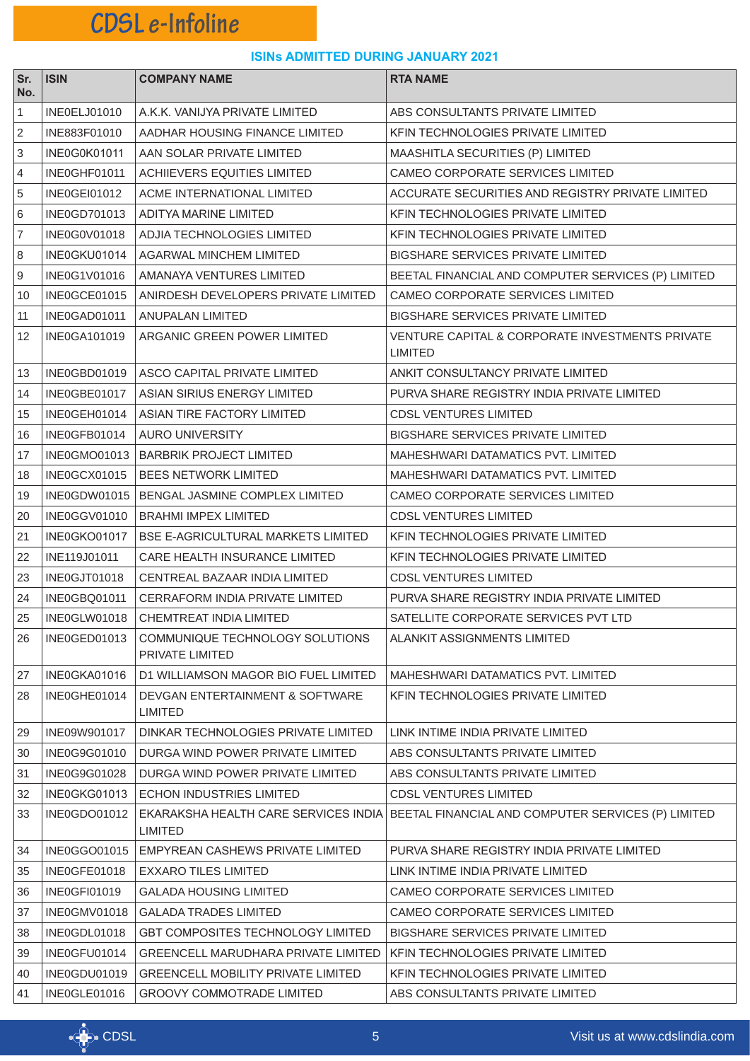# CDSL e-Infoline

## ISINs ADMITTED DURING JANUARY 2021

| Sr. No. | ISIN | COMPANY NAME | RTA NAME |
|---|---|---|---|
| 1 | INE0ELJ01010 | A.K.K. VANIJYA PRIVATE LIMITED | ABS CONSULTANTS PRIVATE LIMITED |
| 2 | INE883F01010 | AADHAR HOUSING FINANCE LIMITED | KFIN TECHNOLOGIES PRIVATE LIMITED |
| 3 | INE0G0K01011 | AAN SOLAR PRIVATE LIMITED | MAASHITLA SECURITIES (P) LIMITED |
| 4 | INE0GHF01011 | ACHIIEVERS EQUITIES LIMITED | CAMEO CORPORATE SERVICES LIMITED |
| 5 | INE0GEI01012 | ACME INTERNATIONAL LIMITED | ACCURATE SECURITIES AND REGISTRY PRIVATE LIMITED |
| 6 | INE0GD701013 | ADITYA MARINE LIMITED | KFIN TECHNOLOGIES PRIVATE LIMITED |
| 7 | INE0G0V01018 | ADJIA TECHNOLOGIES LIMITED | KFIN TECHNOLOGIES PRIVATE LIMITED |
| 8 | INE0GKU01014 | AGARWAL MINCHEM LIMITED | BIGSHARE SERVICES PRIVATE LIMITED |
| 9 | INE0G1V01016 | AMANAYA VENTURES LIMITED | BEETAL FINANCIAL AND COMPUTER SERVICES (P) LIMITED |
| 10 | INE0GCE01015 | ANIRDESH DEVELOPERS PRIVATE LIMITED | CAMEO CORPORATE SERVICES LIMITED |
| 11 | INE0GAD01011 | ANUPALAN LIMITED | BIGSHARE SERVICES PRIVATE LIMITED |
| 12 | INE0GA101019 | ARGANIC GREEN POWER LIMITED | VENTURE CAPITAL & CORPORATE INVESTMENTS PRIVATE LIMITED |
| 13 | INE0GBD01019 | ASCO CAPITAL PRIVATE LIMITED | ANKIT CONSULTANCY PRIVATE LIMITED |
| 14 | INE0GBE01017 | ASIAN SIRIUS ENERGY LIMITED | PURVA SHARE REGISTRY INDIA PRIVATE LIMITED |
| 15 | INE0GEH01014 | ASIAN TIRE FACTORY LIMITED | CDSL VENTURES LIMITED |
| 16 | INE0GFB01014 | AURO UNIVERSITY | BIGSHARE SERVICES PRIVATE LIMITED |
| 17 | INE0GMO01013 | BARBRIK PROJECT LIMITED | MAHESHWARI DATAMATICS PVT. LIMITED |
| 18 | INE0GCX01015 | BEES NETWORK LIMITED | MAHESHWARI DATAMATICS PVT. LIMITED |
| 19 | INE0GDW01015 | BENGAL JASMINE COMPLEX LIMITED | CAMEO CORPORATE SERVICES LIMITED |
| 20 | INE0GGV01010 | BRAHMI IMPEX LIMITED | CDSL VENTURES LIMITED |
| 21 | INE0GKO01017 | BSE E-AGRICULTURAL MARKETS LIMITED | KFIN TECHNOLOGIES PRIVATE LIMITED |
| 22 | INE119J01011 | CARE HEALTH INSURANCE LIMITED | KFIN TECHNOLOGIES PRIVATE LIMITED |
| 23 | INE0GJT01018 | CENTREAL BAZAAR INDIA LIMITED | CDSL VENTURES LIMITED |
| 24 | INE0GBQ01011 | CERRAFORM INDIA PRIVATE LIMITED | PURVA SHARE REGISTRY INDIA PRIVATE LIMITED |
| 25 | INE0GLW01018 | CHEMTREAT INDIA LIMITED | SATELLITE CORPORATE SERVICES PVT LTD |
| 26 | INE0GED01013 | COMMUNIQUE TECHNOLOGY SOLUTIONS PRIVATE LIMITED | ALANKIT ASSIGNMENTS LIMITED |
| 27 | INE0GKA01016 | D1 WILLIAMSON MAGOR BIO FUEL LIMITED | MAHESHWARI DATAMATICS PVT. LIMITED |
| 28 | INE0GHE01014 | DEVGAN ENTERTAINMENT & SOFTWARE LIMITED | KFIN TECHNOLOGIES PRIVATE LIMITED |
| 29 | INE09W901017 | DINKAR TECHNOLOGIES PRIVATE LIMITED | LINK INTIME INDIA PRIVATE LIMITED |
| 30 | INE0G9G01010 | DURGA WIND POWER PRIVATE LIMITED | ABS CONSULTANTS PRIVATE LIMITED |
| 31 | INE0G9G01028 | DURGA WIND POWER PRIVATE LIMITED | ABS CONSULTANTS PRIVATE LIMITED |
| 32 | INE0GKG01013 | ECHON INDUSTRIES LIMITED | CDSL VENTURES LIMITED |
| 33 | INE0GDO01012 | EKARAKSHA HEALTH CARE SERVICES INDIA LIMITED | BEETAL FINANCIAL AND COMPUTER SERVICES (P) LIMITED |
| 34 | INE0GGO01015 | EMPYREAN CASHEWS PRIVATE LIMITED | PURVA SHARE REGISTRY INDIA PRIVATE LIMITED |
| 35 | INE0GFE01018 | EXXARO TILES LIMITED | LINK INTIME INDIA PRIVATE LIMITED |
| 36 | INE0GFI01019 | GALADA HOUSING LIMITED | CAMEO CORPORATE SERVICES LIMITED |
| 37 | INE0GMV01018 | GALADA TRADES LIMITED | CAMEO CORPORATE SERVICES LIMITED |
| 38 | INE0GDL01018 | GBT COMPOSITES TECHNOLOGY LIMITED | BIGSHARE SERVICES PRIVATE LIMITED |
| 39 | INE0GFU01014 | GREENCELL MARUDHARA PRIVATE LIMITED | KFIN TECHNOLOGIES PRIVATE LIMITED |
| 40 | INE0GDU01019 | GREENCELL MOBILITY PRIVATE LIMITED | KFIN TECHNOLOGIES PRIVATE LIMITED |
| 41 | INE0GLE01016 | GROOVY COMMOTRADE LIMITED | ABS CONSULTANTS PRIVATE LIMITED |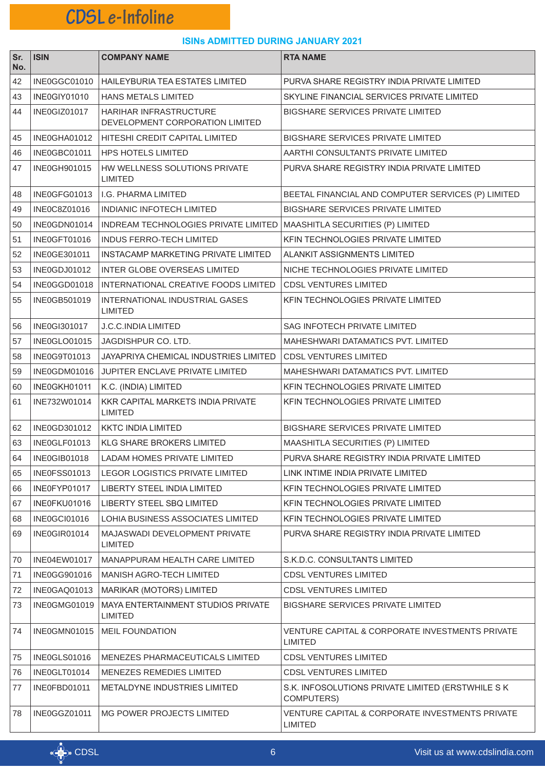## ISINs ADMITTED DURING JANUARY 2021

| Sr. No. | ISIN | COMPANY NAME | RTA NAME |
|---|---|---|---|
| 42 | INE0GGC01010 | HAILEYBURIA TEA ESTATES LIMITED | PURVA SHARE REGISTRY INDIA PRIVATE LIMITED |
| 43 | INE0GIY01010 | HANS METALS LIMITED | SKYLINE FINANCIAL SERVICES PRIVATE LIMITED |
| 44 | INE0GIZ01017 | HARIHAR INFRASTRUCTURE DEVELOPMENT CORPORATION LIMITED | BIGSHARE SERVICES PRIVATE LIMITED |
| 45 | INE0GHA01012 | HITESHI CREDIT CAPITAL LIMITED | BIGSHARE SERVICES PRIVATE LIMITED |
| 46 | INE0GBC01011 | HPS HOTELS LIMITED | AARTHI CONSULTANTS PRIVATE LIMITED |
| 47 | INE0GH901015 | HW WELLNESS SOLUTIONS PRIVATE LIMITED | PURVA SHARE REGISTRY INDIA PRIVATE LIMITED |
| 48 | INE0GFG01013 | I.G. PHARMA LIMITED | BEETAL FINANCIAL AND COMPUTER SERVICES (P) LIMITED |
| 49 | INE0C8Z01016 | INDIANIC INFOTECH LIMITED | BIGSHARE SERVICES PRIVATE LIMITED |
| 50 | INE0GDN01014 | INDREAM TECHNOLOGIES PRIVATE LIMITED | MAASHITLA SECURITIES (P) LIMITED |
| 51 | INE0GFT01016 | INDUS FERRO-TECH LIMITED | KFIN TECHNOLOGIES PRIVATE LIMITED |
| 52 | INE0GE301011 | INSTACAMP MARKETING PRIVATE LIMITED | ALANKIT ASSIGNMENTS LIMITED |
| 53 | INE0GDJ01012 | INTER GLOBE OVERSEAS LIMITED | NICHE TECHNOLOGIES PRIVATE LIMITED |
| 54 | INE0GGD01018 | INTERNATIONAL CREATIVE FOODS LIMITED | CDSL VENTURES LIMITED |
| 55 | INE0GB501019 | INTERNATIONAL INDUSTRIAL GASES LIMITED | KFIN TECHNOLOGIES PRIVATE LIMITED |
| 56 | INE0GI301017 | J.C.C.INDIA LIMITED | SAG INFOTECH PRIVATE LIMITED |
| 57 | INE0GLO01015 | JAGDISHPUR CO. LTD. | MAHESHWARI DATAMATICS PVT. LIMITED |
| 58 | INE0G9T01013 | JAYAPRIYA CHEMICAL INDUSTRIES LIMITED | CDSL VENTURES LIMITED |
| 59 | INE0GDM01016 | JUPITER ENCLAVE PRIVATE LIMITED | MAHESHWARI DATAMATICS PVT. LIMITED |
| 60 | INE0GKH01011 | K.C. (INDIA) LIMITED | KFIN TECHNOLOGIES PRIVATE LIMITED |
| 61 | INE732W01014 | KKR CAPITAL MARKETS INDIA PRIVATE LIMITED | KFIN TECHNOLOGIES PRIVATE LIMITED |
| 62 | INE0GD301012 | KKTC INDIA LIMITED | BIGSHARE SERVICES PRIVATE LIMITED |
| 63 | INE0GLF01013 | KLG SHARE BROKERS LIMITED | MAASHITLA SECURITIES (P) LIMITED |
| 64 | INE0GIB01018 | LADAM HOMES PRIVATE LIMITED | PURVA SHARE REGISTRY INDIA PRIVATE LIMITED |
| 65 | INE0FSS01013 | LEGOR LOGISTICS PRIVATE LIMITED | LINK INTIME INDIA PRIVATE LIMITED |
| 66 | INE0FYP01017 | LIBERTY STEEL INDIA LIMITED | KFIN TECHNOLOGIES PRIVATE LIMITED |
| 67 | INE0FKU01016 | LIBERTY STEEL SBQ LIMITED | KFIN TECHNOLOGIES PRIVATE LIMITED |
| 68 | INE0GCI01016 | LOHIA BUSINESS ASSOCIATES LIMITED | KFIN TECHNOLOGIES PRIVATE LIMITED |
| 69 | INE0GIR01014 | MAJASWADI DEVELOPMENT PRIVATE LIMITED | PURVA SHARE REGISTRY INDIA PRIVATE LIMITED |
| 70 | INE04EW01017 | MANAPPURAM HEALTH CARE LIMITED | S.K.D.C. CONSULTANTS LIMITED |
| 71 | INE0GG901016 | MANISH AGRO-TECH LIMITED | CDSL VENTURES LIMITED |
| 72 | INE0GAQ01013 | MARIKAR (MOTORS) LIMITED | CDSL VENTURES LIMITED |
| 73 | INE0GMG01019 | MAYA ENTERTAINMENT STUDIOS PRIVATE LIMITED | BIGSHARE SERVICES PRIVATE LIMITED |
| 74 | INE0GMN01015 | MEIL FOUNDATION | VENTURE CAPITAL & CORPORATE INVESTMENTS PRIVATE LIMITED |
| 75 | INE0GLS01016 | MENEZES PHARMACEUTICALS LIMITED | CDSL VENTURES LIMITED |
| 76 | INE0GLT01014 | MENEZES REMEDIES LIMITED | CDSL VENTURES LIMITED |
| 77 | INE0FBD01011 | METALDYNE INDUSTRIES LIMITED | S.K. INFOSOLUTIONS PRIVATE LIMITED (ERSTWHILE S K COMPUTERS) |
| 78 | INE0GGZ01011 | MG POWER PROJECTS LIMITED | VENTURE CAPITAL & CORPORATE INVESTMENTS PRIVATE LIMITED |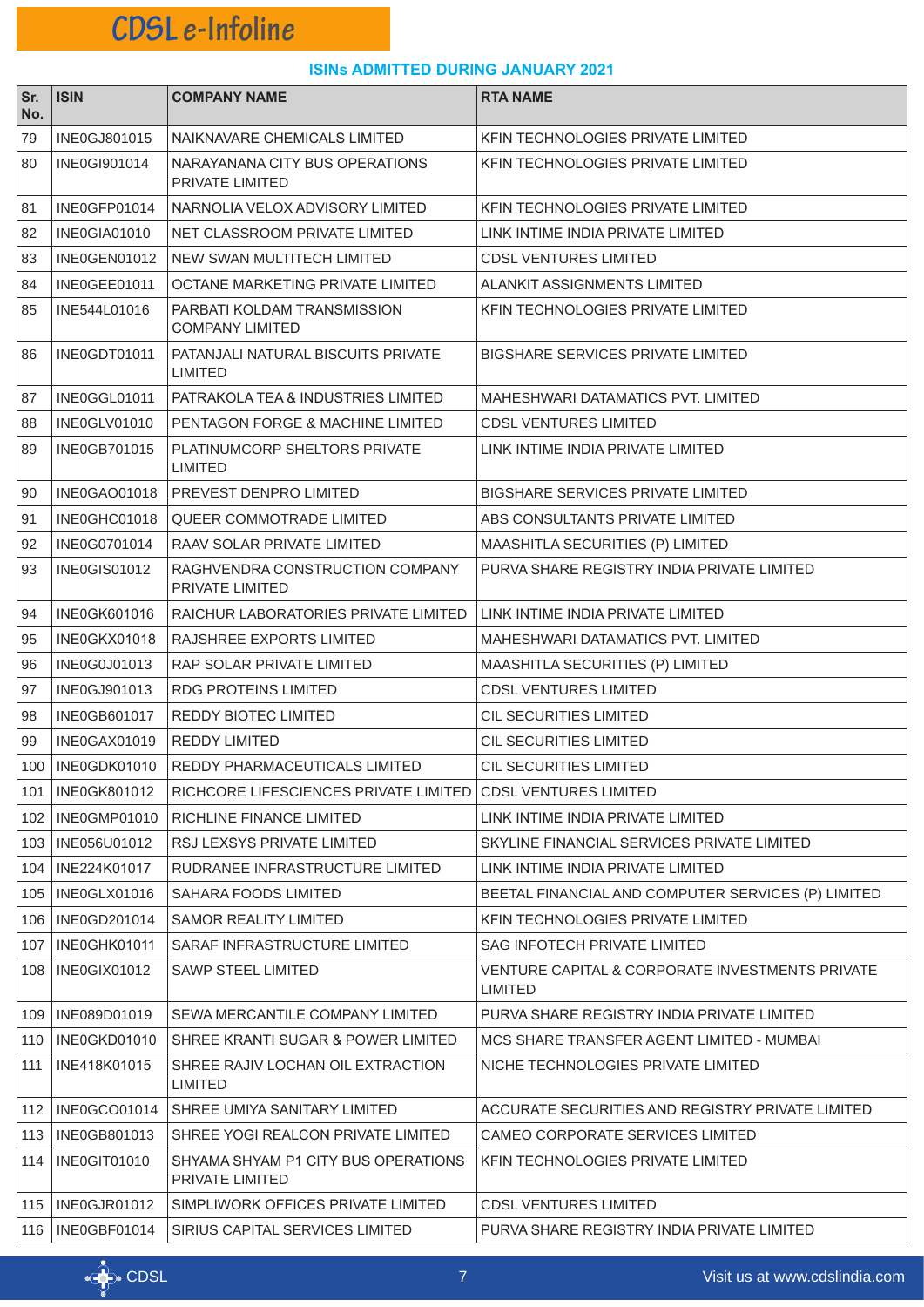# CDSL e-Infoline

## ISINs ADMITTED DURING JANUARY 2021

| Sr. No. | ISIN | COMPANY NAME | RTA NAME |
|---|---|---|---|
| 79 | INE0GJ801015 | NAIKNAVARE CHEMICALS LIMITED | KFIN TECHNOLOGIES PRIVATE LIMITED |
| 80 | INE0GI901014 | NARAYANANA CITY BUS OPERATIONS PRIVATE LIMITED | KFIN TECHNOLOGIES PRIVATE LIMITED |
| 81 | INE0GFP01014 | NARNOLIA VELOX ADVISORY LIMITED | KFIN TECHNOLOGIES PRIVATE LIMITED |
| 82 | INE0GIA01010 | NET CLASSROOM PRIVATE LIMITED | LINK INTIME INDIA PRIVATE LIMITED |
| 83 | INE0GEN01012 | NEW SWAN MULTITECH LIMITED | CDSL VENTURES LIMITED |
| 84 | INE0GEE01011 | OCTANE MARKETING PRIVATE LIMITED | ALANKIT ASSIGNMENTS LIMITED |
| 85 | INE544L01016 | PARBATI KOLDAM TRANSMISSION COMPANY LIMITED | KFIN TECHNOLOGIES PRIVATE LIMITED |
| 86 | INE0GDT01011 | PATANJALI NATURAL BISCUITS PRIVATE LIMITED | BIGSHARE SERVICES PRIVATE LIMITED |
| 87 | INE0GGL01011 | PATRAKOLA TEA & INDUSTRIES LIMITED | MAHESHWARI DATAMATICS PVT. LIMITED |
| 88 | INE0GLV01010 | PENTAGON FORGE & MACHINE LIMITED | CDSL VENTURES LIMITED |
| 89 | INE0GB701015 | PLATINUMCORP SHELTORS PRIVATE LIMITED | LINK INTIME INDIA PRIVATE LIMITED |
| 90 | INE0GAO01018 | PREVEST DENPRO LIMITED | BIGSHARE SERVICES PRIVATE LIMITED |
| 91 | INE0GHC01018 | QUEER COMMOTRADE LIMITED | ABS CONSULTANTS PRIVATE LIMITED |
| 92 | INE0G0701014 | RAAV SOLAR PRIVATE LIMITED | MAASHITLA SECURITIES (P) LIMITED |
| 93 | INE0GIS01012 | RAGHVENDRA CONSTRUCTION COMPANY PRIVATE LIMITED | PURVA SHARE REGISTRY INDIA PRIVATE LIMITED |
| 94 | INE0GK601016 | RAICHUR LABORATORIES PRIVATE LIMITED | LINK INTIME INDIA PRIVATE LIMITED |
| 95 | INE0GKX01018 | RAJSHREE EXPORTS LIMITED | MAHESHWARI DATAMATICS PVT. LIMITED |
| 96 | INE0G0J01013 | RAP SOLAR PRIVATE LIMITED | MAASHITLA SECURITIES (P) LIMITED |
| 97 | INE0GJ901013 | RDG PROTEINS LIMITED | CDSL VENTURES LIMITED |
| 98 | INE0GB601017 | REDDY BIOTEC LIMITED | CIL SECURITIES LIMITED |
| 99 | INE0GAX01019 | REDDY LIMITED | CIL SECURITIES LIMITED |
| 100 | INE0GDK01010 | REDDY PHARMACEUTICALS LIMITED | CIL SECURITIES LIMITED |
| 101 | INE0GK801012 | RICHCORE LIFESCIENCES PRIVATE LIMITED | CDSL VENTURES LIMITED |
| 102 | INE0GMP01010 | RICHLINE FINANCE LIMITED | LINK INTIME INDIA PRIVATE LIMITED |
| 103 | INE056U01012 | RSJ LEXSYS PRIVATE LIMITED | SKYLINE FINANCIAL SERVICES PRIVATE LIMITED |
| 104 | INE224K01017 | RUDRANEE INFRASTRUCTURE LIMITED | LINK INTIME INDIA PRIVATE LIMITED |
| 105 | INE0GLX01016 | SAHARA FOODS LIMITED | BEETAL FINANCIAL AND COMPUTER SERVICES (P) LIMITED |
| 106 | INE0GD201014 | SAMOR REALITY LIMITED | KFIN TECHNOLOGIES PRIVATE LIMITED |
| 107 | INE0GHK01011 | SARAF INFRASTRUCTURE LIMITED | SAG INFOTECH PRIVATE LIMITED |
| 108 | INE0GIX01012 | SAWP STEEL LIMITED | VENTURE CAPITAL & CORPORATE INVESTMENTS PRIVATE LIMITED |
| 109 | INE089D01019 | SEWA MERCANTILE COMPANY LIMITED | PURVA SHARE REGISTRY INDIA PRIVATE LIMITED |
| 110 | INE0GKD01010 | SHREE KRANTI SUGAR & POWER LIMITED | MCS SHARE TRANSFER AGENT LIMITED - MUMBAI |
| 111 | INE418K01015 | SHREE RAJIV LOCHAN OIL EXTRACTION LIMITED | NICHE TECHNOLOGIES PRIVATE LIMITED |
| 112 | INE0GCO01014 | SHREE UMIYA SANITARY LIMITED | ACCURATE SECURITIES AND REGISTRY PRIVATE LIMITED |
| 113 | INE0GB801013 | SHREE YOGI REALCON PRIVATE LIMITED | CAMEO CORPORATE SERVICES LIMITED |
| 114 | INE0GIT01010 | SHYAMA SHYAM P1 CITY BUS OPERATIONS PRIVATE LIMITED | KFIN TECHNOLOGIES PRIVATE LIMITED |
| 115 | INE0GJR01012 | SIMPLIWORK OFFICES PRIVATE LIMITED | CDSL VENTURES LIMITED |
| 116 | INE0GBF01014 | SIRIUS CAPITAL SERVICES LIMITED | PURVA SHARE REGISTRY INDIA PRIVATE LIMITED |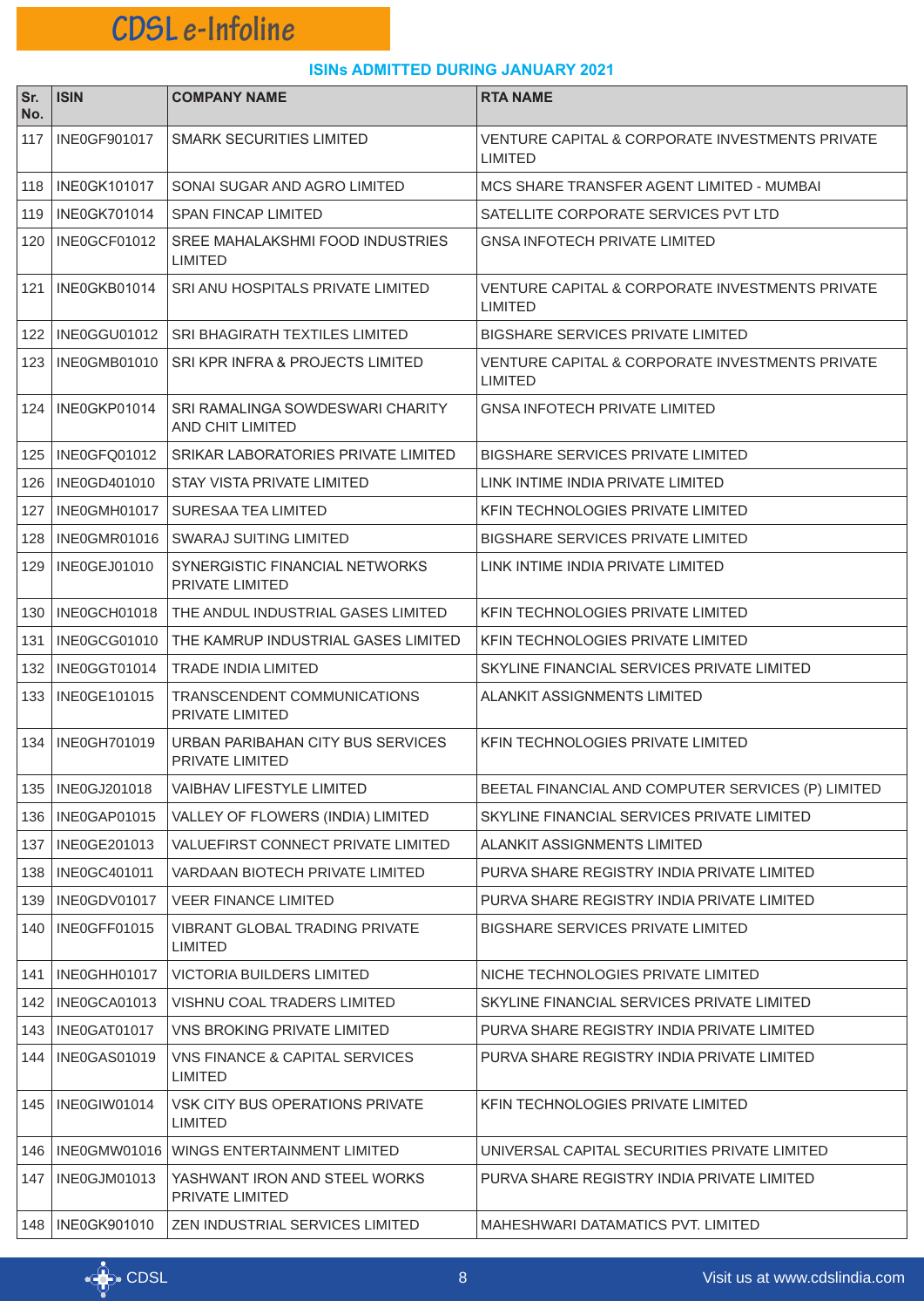## ISINs ADMITTED DURING JANUARY 2021

| Sr. No. | ISIN | COMPANY NAME | RTA NAME |
|---|---|---|---|
| 117 | INE0GF901017 | SMARK SECURITIES LIMITED | VENTURE CAPITAL & CORPORATE INVESTMENTS PRIVATE LIMITED |
| 118 | INE0GK101017 | SONAI SUGAR AND AGRO LIMITED | MCS SHARE TRANSFER AGENT LIMITED - MUMBAI |
| 119 | INE0GK701014 | SPAN FINCAP LIMITED | SATELLITE CORPORATE SERVICES PVT LTD |
| 120 | INE0GCF01012 | SREE MAHALAKSHMI FOOD INDUSTRIES LIMITED | GNSA INFOTECH PRIVATE LIMITED |
| 121 | INE0GKB01014 | SRI ANU HOSPITALS PRIVATE LIMITED | VENTURE CAPITAL & CORPORATE INVESTMENTS PRIVATE LIMITED |
| 122 | INE0GGU01012 | SRI BHAGIRATH TEXTILES LIMITED | BIGSHARE SERVICES PRIVATE LIMITED |
| 123 | INE0GMB01010 | SRI KPR INFRA & PROJECTS LIMITED | VENTURE CAPITAL & CORPORATE INVESTMENTS PRIVATE LIMITED |
| 124 | INE0GKP01014 | SRI RAMALINGA SOWDESWARI CHARITY AND CHIT LIMITED | GNSA INFOTECH PRIVATE LIMITED |
| 125 | INE0GFQ01012 | SRIKAR LABORATORIES PRIVATE LIMITED | BIGSHARE SERVICES PRIVATE LIMITED |
| 126 | INE0GD401010 | STAY VISTA PRIVATE LIMITED | LINK INTIME INDIA PRIVATE LIMITED |
| 127 | INE0GMH01017 | SURESAA TEA LIMITED | KFIN TECHNOLOGIES PRIVATE LIMITED |
| 128 | INE0GMR01016 | SWARAJ SUITING LIMITED | BIGSHARE SERVICES PRIVATE LIMITED |
| 129 | INE0GEJ01010 | SYNERGISTIC FINANCIAL NETWORKS PRIVATE LIMITED | LINK INTIME INDIA PRIVATE LIMITED |
| 130 | INE0GCH01018 | THE ANDUL INDUSTRIAL GASES LIMITED | KFIN TECHNOLOGIES PRIVATE LIMITED |
| 131 | INE0GCG01010 | THE KAMRUP INDUSTRIAL GASES LIMITED | KFIN TECHNOLOGIES PRIVATE LIMITED |
| 132 | INE0GGT01014 | TRADE INDIA LIMITED | SKYLINE FINANCIAL SERVICES PRIVATE LIMITED |
| 133 | INE0GE101015 | TRANSCENDENT COMMUNICATIONS PRIVATE LIMITED | ALANKIT ASSIGNMENTS LIMITED |
| 134 | INE0GH701019 | URBAN PARIBAHAN CITY BUS SERVICES PRIVATE LIMITED | KFIN TECHNOLOGIES PRIVATE LIMITED |
| 135 | INE0GJ201018 | VAIBHAV LIFESTYLE LIMITED | BEETAL FINANCIAL AND COMPUTER SERVICES (P) LIMITED |
| 136 | INE0GAP01015 | VALLEY OF FLOWERS (INDIA) LIMITED | SKYLINE FINANCIAL SERVICES PRIVATE LIMITED |
| 137 | INE0GE201013 | VALUEFIRST CONNECT PRIVATE LIMITED | ALANKIT ASSIGNMENTS LIMITED |
| 138 | INE0GC401011 | VARDAAN BIOTECH PRIVATE LIMITED | PURVA SHARE REGISTRY INDIA PRIVATE LIMITED |
| 139 | INE0GDV01017 | VEER FINANCE LIMITED | PURVA SHARE REGISTRY INDIA PRIVATE LIMITED |
| 140 | INE0GFF01015 | VIBRANT GLOBAL TRADING PRIVATE LIMITED | BIGSHARE SERVICES PRIVATE LIMITED |
| 141 | INE0GHH01017 | VICTORIA BUILDERS LIMITED | NICHE TECHNOLOGIES PRIVATE LIMITED |
| 142 | INE0GCA01013 | VISHNU COAL TRADERS LIMITED | SKYLINE FINANCIAL SERVICES PRIVATE LIMITED |
| 143 | INE0GAT01017 | VNS BROKING PRIVATE LIMITED | PURVA SHARE REGISTRY INDIA PRIVATE LIMITED |
| 144 | INE0GAS01019 | VNS FINANCE & CAPITAL SERVICES LIMITED | PURVA SHARE REGISTRY INDIA PRIVATE LIMITED |
| 145 | INE0GIW01014 | VSK CITY BUS OPERATIONS PRIVATE LIMITED | KFIN TECHNOLOGIES PRIVATE LIMITED |
| 146 | INE0GMW01016 | WINGS ENTERTAINMENT LIMITED | UNIVERSAL CAPITAL SECURITIES PRIVATE LIMITED |
| 147 | INE0GJM01013 | YASHWANT IRON AND STEEL WORKS PRIVATE LIMITED | PURVA SHARE REGISTRY INDIA PRIVATE LIMITED |
| 148 | INE0GK901010 | ZEN INDUSTRIAL SERVICES LIMITED | MAHESHWARI DATAMATICS PVT. LIMITED |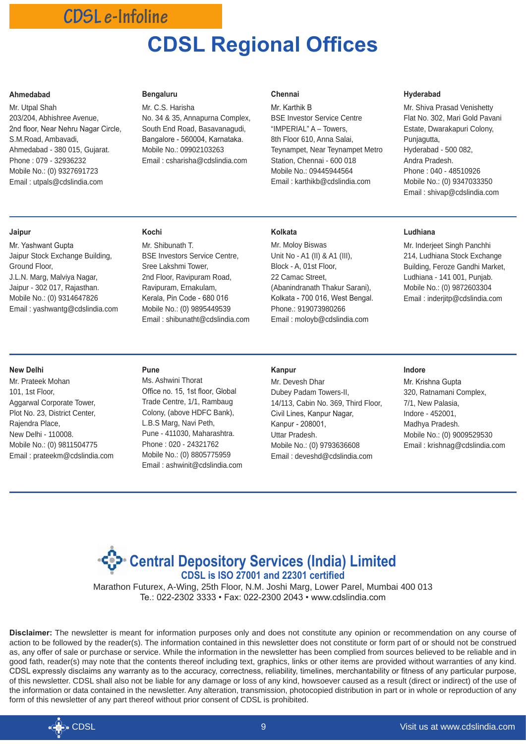# CDSL Regional Offices

### Ahmedabad

Mr. Utpal Shah
203/204, Abhishree Avenue,
2nd floor, Near Nehru Nagar Circle,
S.M.Road, Ambavadi,
Ahmedabad - 380 015, Gujarat.
Phone : 079 - 32936232
Mobile No.: (0) 9327691723
Email : utpals@cdslindia.com

### Bengaluru

Mr. C.S. Harisha
No. 34 & 35, Annapurna Complex,
South End Road, Basavanagudi,
Bangalore - 560004, Karnataka.
Mobile No.: 09902103263
Email : csharisha@cdslindia.com

### Chennai

Mr. Karthik B
BSE Investor Service Centre
“IMPERIAL” A – Towers,
8th Floor 610, Anna Salai,
Teynampet, Near Teynampet Metro
Station, Chennai - 600 018
Mobile No.: 09445944564
Email : karthikb@cdslindia.com

### Hyderabad

Mr. Shiva Prasad Venishetty
Flat No. 302, Mari Gold Pavani
Estate, Dwarakapuri Colony,
Punjagutta,
Hyderabad - 500 082,
Andra Pradesh.
Phone : 040 - 48510926
Mobile No.: (0) 9347033350
Email : shivap@cdslindia.com

### Jaipur

Mr. Yashwant Gupta
Jaipur Stock Exchange Building,
Ground Floor,
J.L.N. Marg, Malviya Nagar,
Jaipur - 302 017, Rajasthan.
Mobile No.: (0) 9314647826
Email : yashwantg@cdslindia.com

### Kochi

Mr. Shibunath T.
BSE Investors Service Centre,
Sree Lakshmi Tower,
2nd Floor, Ravipuram Road,
Ravipuram, Ernakulam,
Kerala, Pin Code - 680 016
Mobile No.: (0) 9895449539
Email : shibunatht@cdslindia.com

### Kolkata

Mr. Moloy Biswas
Unit No - A1 (II) & A1 (III),
Block - A, 01st Floor,
22 Camac Street,
(Abanindranath Thakur Sarani),
Kolkata - 700 016, West Bengal.
Phone.: 919073980266
Email : moloyb@cdslindia.com

### Ludhiana

Mr. Inderjeet Singh Panchhi
214, Ludhiana Stock Exchange
Building, Feroze Gandhi Market,
Ludhiana - 141 001, Punjab.
Mobile No.: (0) 9872603304
Email : inderjitp@cdslindia.com

### New Delhi

Mr. Prateek Mohan
101, 1st Floor,
Aggarwal Corporate Tower,
Plot No. 23, District Center,
Rajendra Place,
New Delhi - 110008.
Mobile No.: (0) 9811504775
Email : prateekm@cdslindia.com

### Pune

Ms. Ashwini Thorat
Office no. 15, 1st floor, Global
Trade Centre, 1/1, Rambaug
Colony, (above HDFC Bank),
L.B.S Marg, Navi Peth,
Pune - 411030, Maharashtra.
Phone : 020 - 24321762
Mobile No.: (0) 8805775959
Email : ashwinit@cdslindia.com

### Kanpur

Mr. Devesh Dhar
Dubey Padam Towers-II,
14/113, Cabin No. 369, Third Floor,
Civil Lines, Kanpur Nagar,
Kanpur - 208001,
Uttar Pradesh.
Mobile No.: (0) 9793636608
Email : deveshd@cdslindia.com

### Indore

Mr. Krishna Gupta
320, Ratnamani Complex,
7/1, New Palasia,
Indore - 452001,
Madhya Pradesh.
Mobile No.: (0) 9009529530
Email : krishnag@cdslindia.com

## Central Depository Services (India) Limited

**CDSL is ISO 27001 and 22301 certified**

Marathon Futurex, A-Wing, 25th Floor, N.M. Joshi Marg, Lower Parel, Mumbai 400 013
Te.: 022-2302 3333 • Fax: 022-2300 2043 • www.cdslindia.com

**Disclaimer:** The newsletter is meant for information purposes only and does not constitute any opinion or recommendation on any course of action to be followed by the reader(s). The information contained in this newsletter does not constitute or form part of or should not be construed as, any offer of sale or purchase or service. While the information in the newsletter has been complied from sources believed to be reliable and in good fath, reader(s) may note that the contents thereof including text, graphics, links or other items are provided without warranties of any kind. CDSL expressly disclaims any warranty as to the accuracy, correctness, reliability, timelines, merchantability or fitness of any particular purpose, of this newsletter. CDSL shall also not be liable for any damage or loss of any kind, howsoever caused as a result (direct or indirect) of the use of the information or data contained in the newsletter. Any alteration, transmission, photocopied distribution in part or in whole or reproduction of any form of this newsletter of any part thereof without prior consent of CDSL is prohibited.